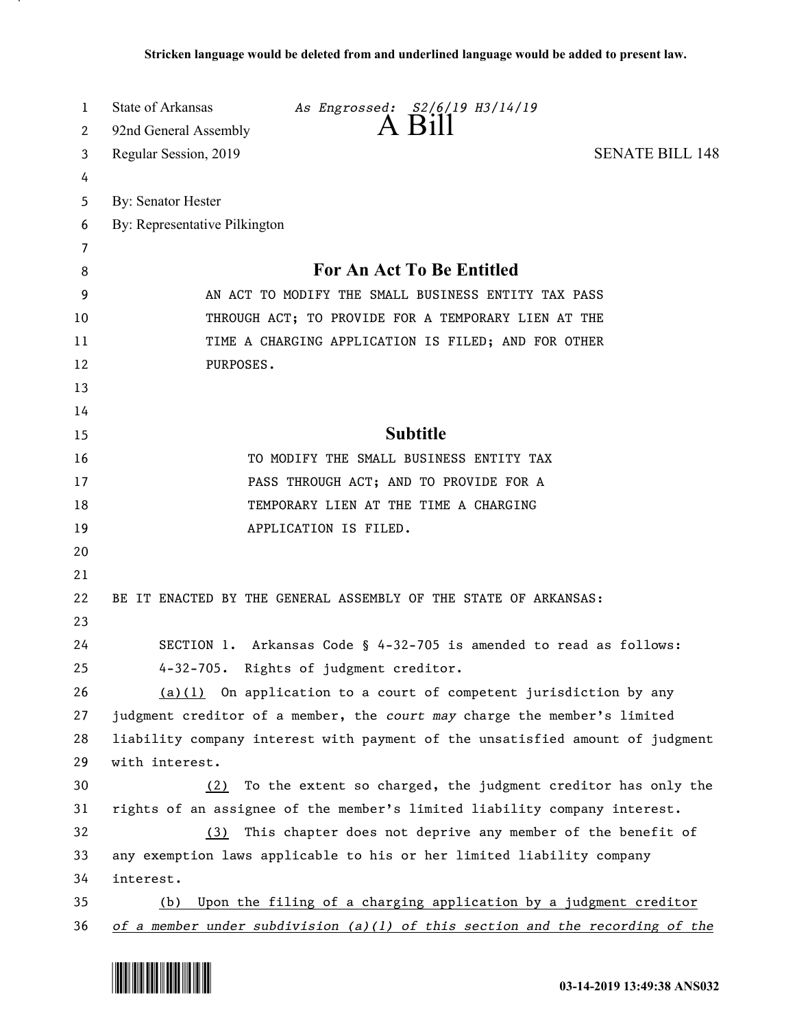**Stricken language would be deleted from and underlined language would be added to present law.**

State of Arkansas *As Engrossed: S2/6/19 H3/14/19*

92nd General Assembly

# A Bill

Regular Session, 2019 SENATE BILL 148

By: Senator Hester

By: Representative Pilkington

## For An Act To Be Entitled

AN ACT TO MODIFY THE SMALL BUSINESS ENTITY TAX PASS THROUGH ACT; TO PROVIDE FOR A TEMPORARY LIEN AT THE TIME A CHARGING APPLICATION IS FILED; AND FOR OTHER PURPOSES.

## Subtitle

TO MODIFY THE SMALL BUSINESS ENTITY TAX PASS THROUGH ACT; AND TO PROVIDE FOR A TEMPORARY LIEN AT THE TIME A CHARGING APPLICATION IS FILED.

BE IT ENACTED BY THE GENERAL ASSEMBLY OF THE STATE OF ARKANSAS:

SECTION 1. Arkansas Code § 4-32-705 is amended to read as follows:

4-32-705. Rights of judgment creditor.

(a)(1) On application to a court of competent jurisdiction by any judgment creditor of a member, the *court may* charge the member's limited liability company interest with payment of the unsatisfied amount of judgment with interest.

(2) To the extent so charged, the judgment creditor has only the rights of an assignee of the member's limited liability company interest.

(3) This chapter does not deprive any member of the benefit of any exemption laws applicable to his or her limited liability company interest.

(b) Upon the filing of a charging application by a judgment creditor *of a member under subdivision (a)(1) of this section and the recording of the*

03-14-2019 13:49:38 ANS032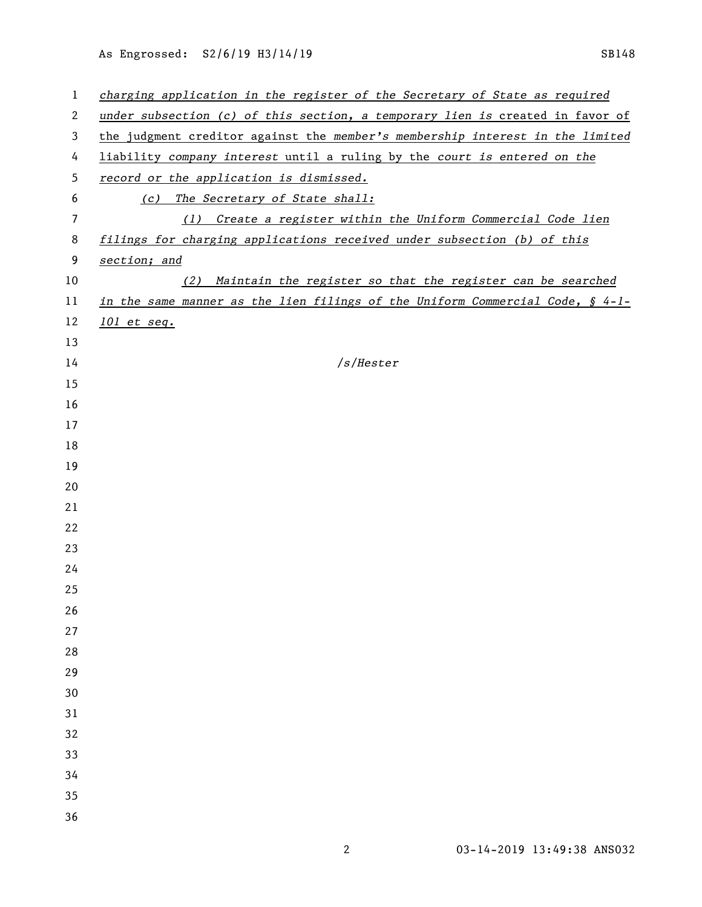*charging application in the register of the Secretary of State as required under subsection (c) of this section, a temporary lien is* created in favor of the judgment creditor against the *member's membership interest in the limited* liability *company interest* until a ruling by the *court is entered on the record or the application is dismissed.*

*(c) The Secretary of State shall:*

*(1) Create a register within the Uniform Commercial Code lien filings for charging applications received under subsection (b) of this section; and*

*(2) Maintain the register so that the register can be searched in the same manner as the lien filings of the Uniform Commercial Code, § 4-1-101 et seq.*

/s/Hester